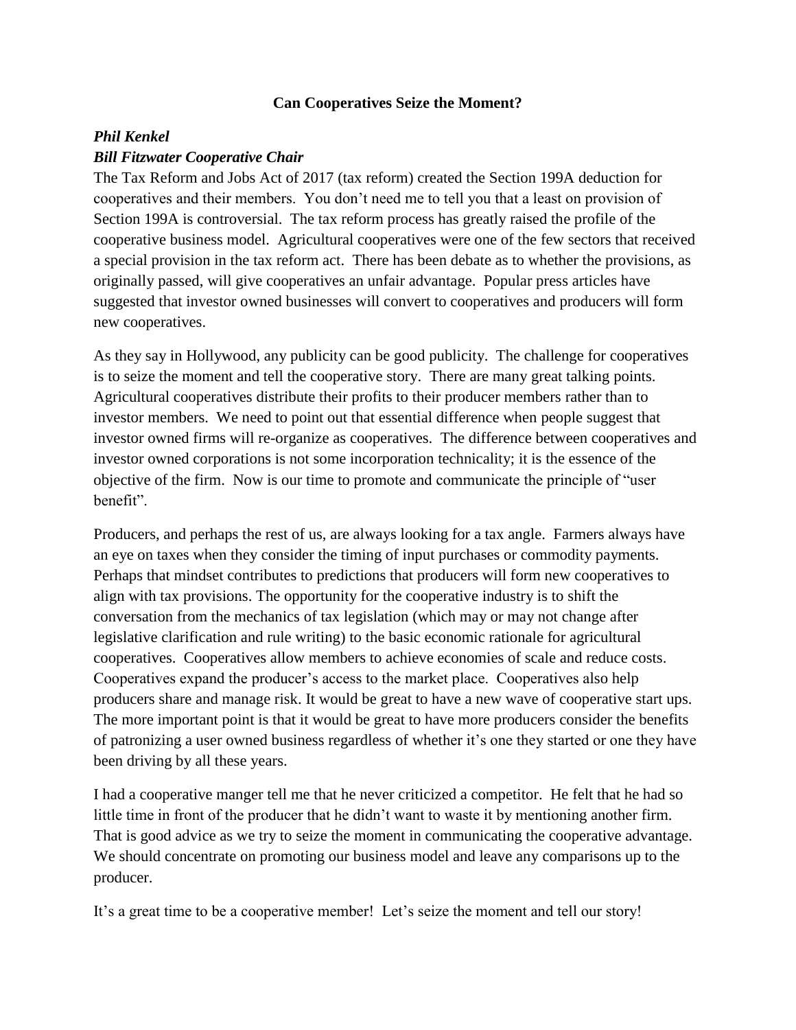**Can Cooperatives Seize the Moment?**

***Phil Kenkel***

***Bill Fitzwater Cooperative Chair***

The Tax Reform and Jobs Act of 2017 (tax reform) created the Section 199A deduction for cooperatives and their members. You don't need me to tell you that a least on provision of Section 199A is controversial. The tax reform process has greatly raised the profile of the cooperative business model. Agricultural cooperatives were one of the few sectors that received a special provision in the tax reform act. There has been debate as to whether the provisions, as originally passed, will give cooperatives an unfair advantage. Popular press articles have suggested that investor owned businesses will convert to cooperatives and producers will form new cooperatives.

As they say in Hollywood, any publicity can be good publicity. The challenge for cooperatives is to seize the moment and tell the cooperative story. There are many great talking points. Agricultural cooperatives distribute their profits to their producer members rather than to investor members. We need to point out that essential difference when people suggest that investor owned firms will re-organize as cooperatives. The difference between cooperatives and investor owned corporations is not some incorporation technicality; it is the essence of the objective of the firm. Now is our time to promote and communicate the principle of "user benefit".

Producers, and perhaps the rest of us, are always looking for a tax angle. Farmers always have an eye on taxes when they consider the timing of input purchases or commodity payments. Perhaps that mindset contributes to predictions that producers will form new cooperatives to align with tax provisions. The opportunity for the cooperative industry is to shift the conversation from the mechanics of tax legislation (which may or may not change after legislative clarification and rule writing) to the basic economic rationale for agricultural cooperatives. Cooperatives allow members to achieve economies of scale and reduce costs. Cooperatives expand the producer's access to the market place. Cooperatives also help producers share and manage risk. It would be great to have a new wave of cooperative start ups. The more important point is that it would be great to have more producers consider the benefits of patronizing a user owned business regardless of whether it's one they started or one they have been driving by all these years.

I had a cooperative manger tell me that he never criticized a competitor. He felt that he had so little time in front of the producer that he didn't want to waste it by mentioning another firm. That is good advice as we try to seize the moment in communicating the cooperative advantage. We should concentrate on promoting our business model and leave any comparisons up to the producer.

It's a great time to be a cooperative member! Let's seize the moment and tell our story!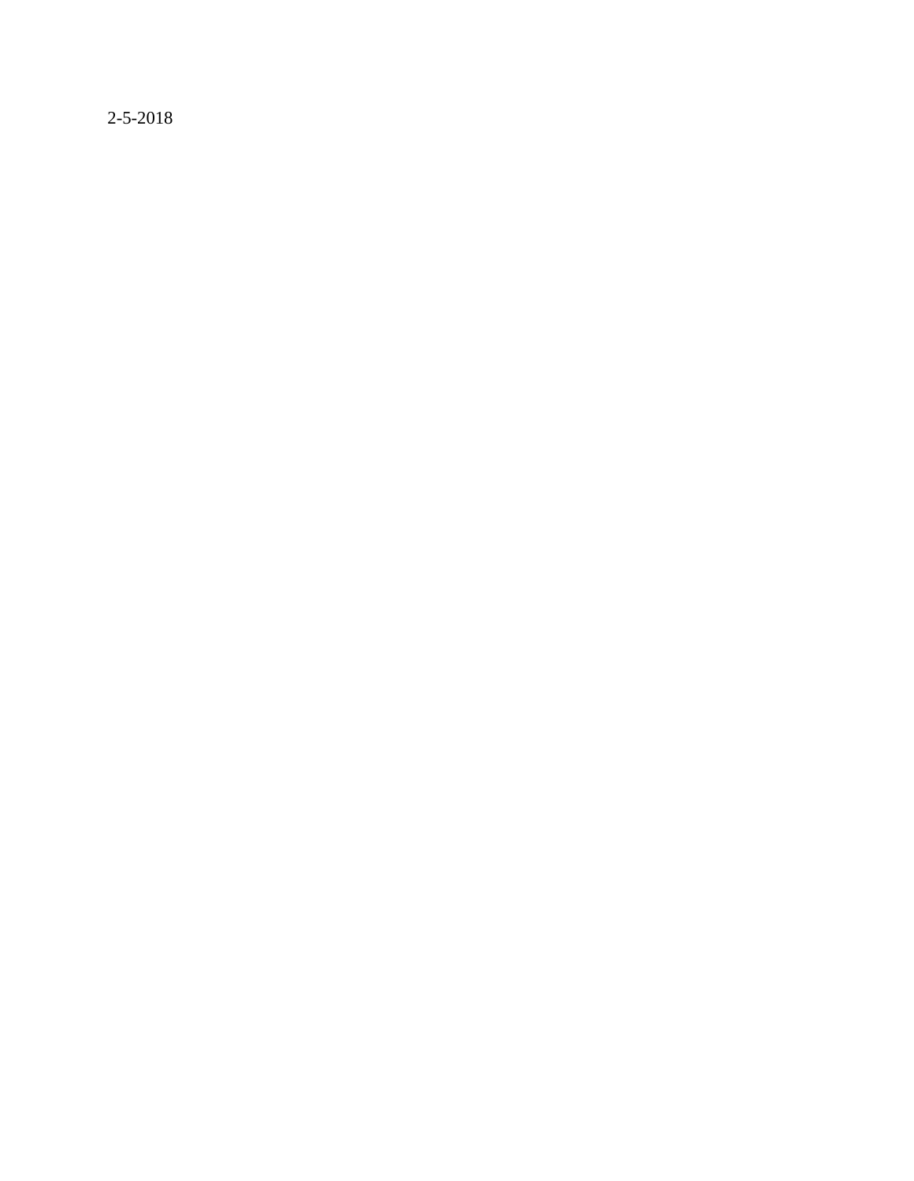2-5-2018